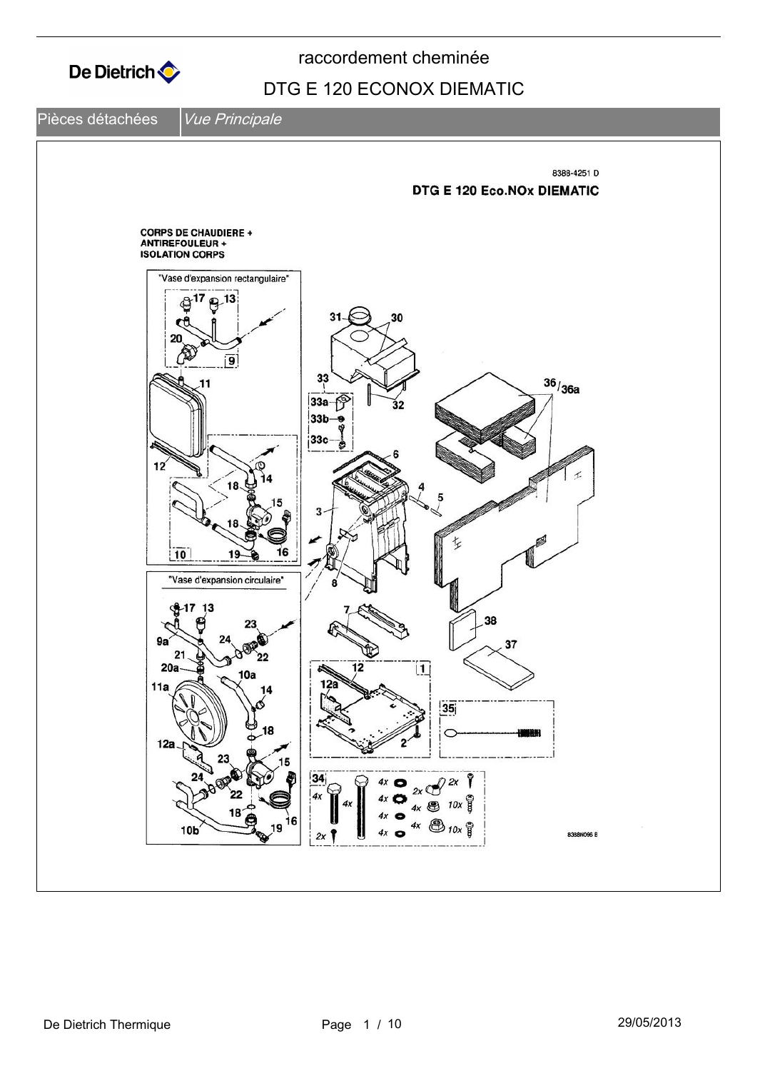# raccordement cheminée

## DTG E 120 ECONOX DIEMATIC

Pièces détachées | *Vue Principale*

8388-4251 D

**DTG E 120 Eco.NOx DIEMATIC**

**CORPS DE CHAUDIERE + ANTIREFOULEUR + ISOLATION CORPS**

"Vase d'expansion rectangulaire"

"Vase d'expansion circulaire"

8388N096 B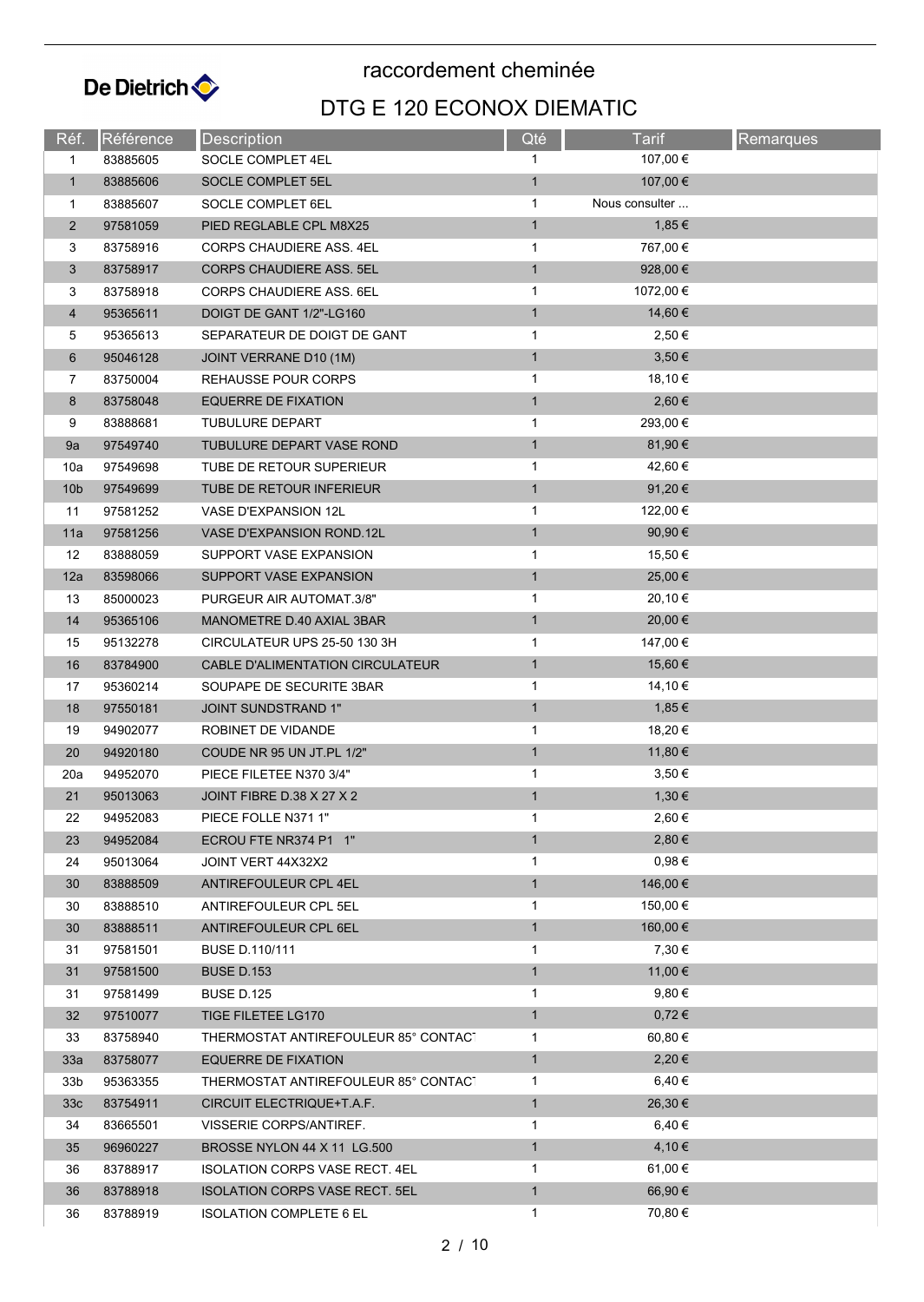# raccordement cheminée

## DTG E 120 ECONOX DIEMATIC

| Réf. | Référence | Description | Qté | Tarif | Remarques |
|---|---|---|---|---|---|
| 1 | 83885605 | SOCLE COMPLET 4EL | 1 | 107,00 € | |
| 1 | 83885606 | SOCLE COMPLET 5EL | 1 | 107,00 € | |
| 1 | 83885607 | SOCLE COMPLET 6EL | 1 | Nous consulter ... | |
| 2 | 97581059 | PIED REGLABLE CPL M8X25 | 1 | 1,85 € | |
| 3 | 83758916 | CORPS CHAUDIERE ASS. 4EL | 1 | 767,00 € | |
| 3 | 83758917 | CORPS CHAUDIERE ASS. 5EL | 1 | 928,00 € | |
| 3 | 83758918 | CORPS CHAUDIERE ASS. 6EL | 1 | 1072,00 € | |
| 4 | 95365611 | DOIGT DE GANT 1/2"-LG160 | 1 | 14,60 € | |
| 5 | 95365613 | SEPARATEUR DE DOIGT DE GANT | 1 | 2,50 € | |
| 6 | 95046128 | JOINT VERRANE D10 (1M) | 1 | 3,50 € | |
| 7 | 83750004 | REHAUSSE POUR CORPS | 1 | 18,10 € | |
| 8 | 83758048 | EQUERRE DE FIXATION | 1 | 2,60 € | |
| 9 | 83888681 | TUBULURE DEPART | 1 | 293,00 € | |
| 9a | 97549740 | TUBULURE DEPART VASE ROND | 1 | 81,90 € | |
| 10a | 97549698 | TUBE DE RETOUR SUPERIEUR | 1 | 42,60 € | |
| 10b | 97549699 | TUBE DE RETOUR INFERIEUR | 1 | 91,20 € | |
| 11 | 97581252 | VASE D'EXPANSION 12L | 1 | 122,00 € | |
| 11a | 97581256 | VASE D'EXPANSION ROND.12L | 1 | 90,90 € | |
| 12 | 83888059 | SUPPORT VASE EXPANSION | 1 | 15,50 € | |
| 12a | 83598066 | SUPPORT VASE EXPANSION | 1 | 25,00 € | |
| 13 | 85000023 | PURGEUR AIR AUTOMAT.3/8" | 1 | 20,10 € | |
| 14 | 95365106 | MANOMETRE D.40 AXIAL 3BAR | 1 | 20,00 € | |
| 15 | 95132278 | CIRCULATEUR UPS 25-50 130 3H | 1 | 147,00 € | |
| 16 | 83784900 | CABLE D'ALIMENTATION CIRCULATEUR | 1 | 15,60 € | |
| 17 | 95360214 | SOUPAPE DE SECURITE 3BAR | 1 | 14,10 € | |
| 18 | 97550181 | JOINT SUNDSTRAND 1" | 1 | 1,85 € | |
| 19 | 94902077 | ROBINET DE VIDANDE | 1 | 18,20 € | |
| 20 | 94920180 | COUDE NR 95 UN JT.PL 1/2" | 1 | 11,80 € | |
| 20a | 94952070 | PIECE FILETEE N370 3/4" | 1 | 3,50 € | |
| 21 | 95013063 | JOINT FIBRE D.38 X 27 X 2 | 1 | 1,30 € | |
| 22 | 94952083 | PIECE FOLLE N371 1" | 1 | 2,60 € | |
| 23 | 94952084 | ECROU FTE NR374 P1 1" | 1 | 2,80 € | |
| 24 | 95013064 | JOINT VERT 44X32X2 | 1 | 0,98 € | |
| 30 | 83888509 | ANTIREFOULEUR CPL 4EL | 1 | 146,00 € | |
| 30 | 83888510 | ANTIREFOULEUR CPL 5EL | 1 | 150,00 € | |
| 30 | 83888511 | ANTIREFOULEUR CPL 6EL | 1 | 160,00 € | |
| 31 | 97581501 | BUSE D.110/111 | 1 | 7,30 € | |
| 31 | 97581500 | BUSE D.153 | 1 | 11,00 € | |
| 31 | 97581499 | BUSE D.125 | 1 | 9,80 € | |
| 32 | 97510077 | TIGE FILETEE LG170 | 1 | 0,72 € | |
| 33 | 83758940 | THERMOSTAT ANTIREFOULEUR 85° CONTACT | 1 | 60,80 € | |
| 33a | 83758077 | EQUERRE DE FIXATION | 1 | 2,20 € | |
| 33b | 95363355 | THERMOSTAT ANTIREFOULEUR 85° CONTACT | 1 | 6,40 € | |
| 33c | 83754911 | CIRCUIT ELECTRIQUE+T.A.F. | 1 | 26,30 € | |
| 34 | 83665501 | VISSERIE CORPS/ANTIREF. | 1 | 6,40 € | |
| 35 | 96960227 | BROSSE NYLON 44 X 11 LG.500 | 1 | 4,10 € | |
| 36 | 83788917 | ISOLATION CORPS VASE RECT. 4EL | 1 | 61,00 € | |
| 36 | 83788918 | ISOLATION CORPS VASE RECT. 5EL | 1 | 66,90 € | |
| 36 | 83788919 | ISOLATION COMPLETE 6 EL | 1 | 70,80 € | |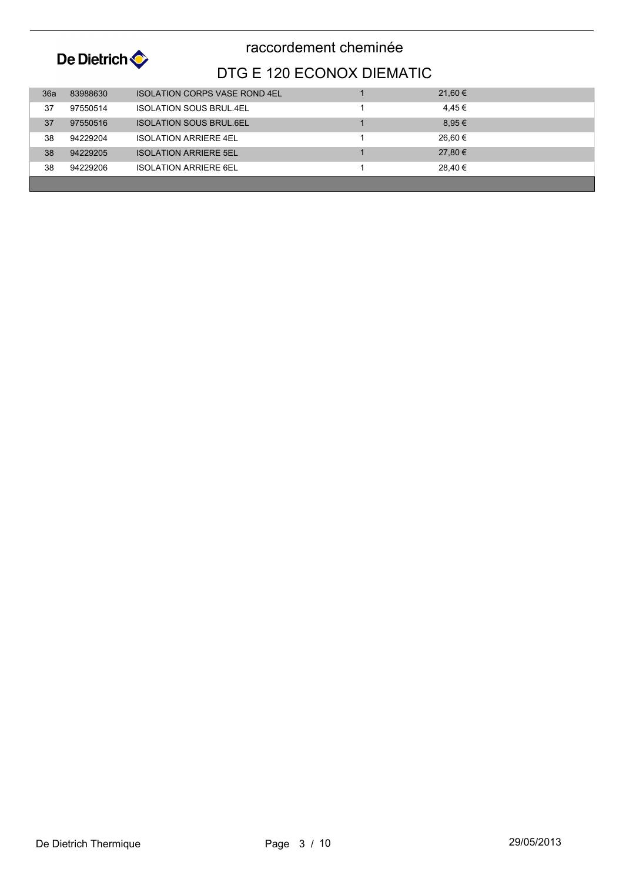# raccordement cheminée

## DTG E 120 ECONOX DIEMATIC

| | | | | |
|---|---|---|---|---|
| 36a | 83988630 | ISOLATION CORPS VASE ROND 4EL | 1 | 21,60 € |
| 37 | 97550514 | ISOLATION SOUS BRUL.4EL | 1 | 4,45 € |
| 37 | 97550516 | ISOLATION SOUS BRUL.6EL | 1 | 8,95 € |
| 38 | 94229204 | ISOLATION ARRIERE 4EL | 1 | 26,60 € |
| 38 | 94229205 | ISOLATION ARRIERE 5EL | 1 | 27,80 € |
| 38 | 94229206 | ISOLATION ARRIERE 6EL | 1 | 28,40 € |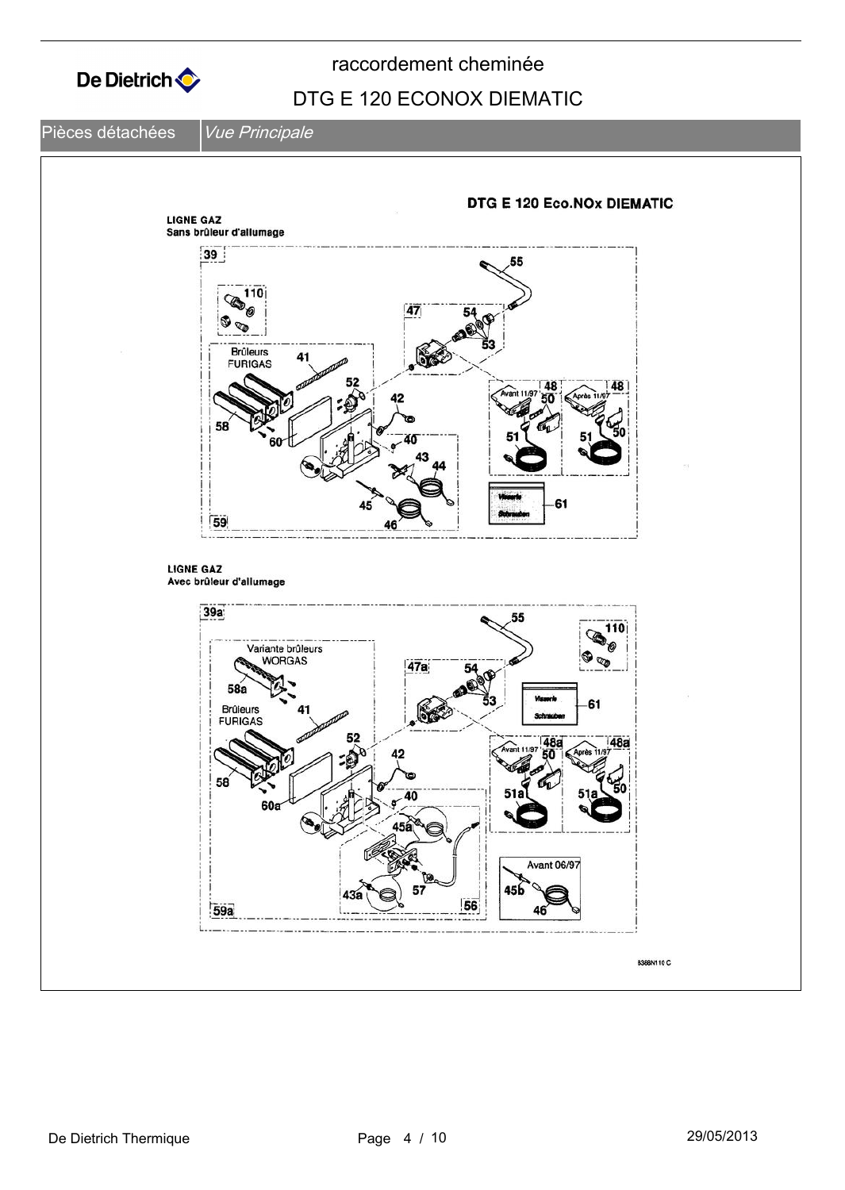raccordement cheminée

DTG E 120 ECONOX DIEMATIC

Pièces détachées | *Vue Principale*

**DTG E 120 Eco.NOx DIEMATIC**

**LIGNE GAZ**
**Sans brûleur d'allumage**

39, 110, 55, 47, 54, 53, Brûleurs FURIGAS, 41, 52, 42, 48, Avant 11/97, 50, 48, Après 11/97, 58, 60, 40, 51, 51, 50, 43, 44, 45, 46, 59, Visserie Schrauben, 61

**LIGNE GAZ**
**Avec brûleur d'allumage**

39a, 55, 110, Variante brûleurs WORGAS, 58a, 47a, 54, 53, Visserie Schrauben, 61, Brûleurs FURIGAS, 41, 52, 42, 48a, Avant 11/97, 50, 48a, Après 11/97, 58, 40, 51a, 51a, 50, 60a, 45a, Avant 06/97, 43a, 57, 56, 45b, 46, 59a

8368N110 C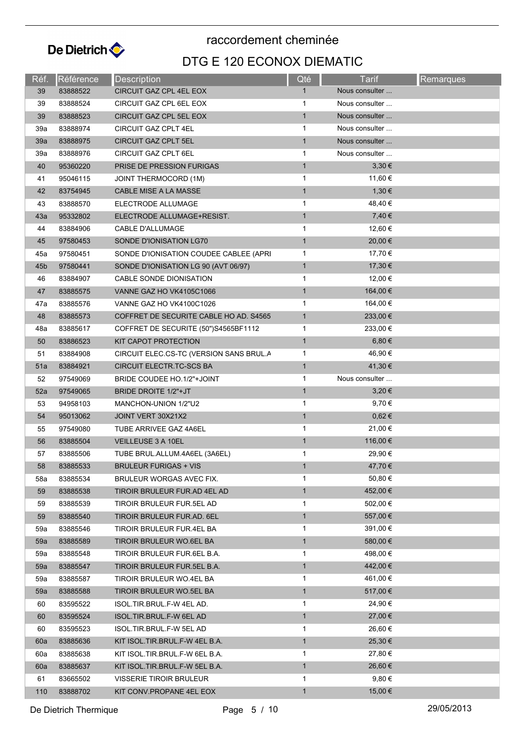# raccordement cheminée

## DTG E 120 ECONOX DIEMATIC

| Réf. | Référence | Description | Qté | Tarif | Remarques |
|---|---|---|---|---|---|
| 39 | 83888522 | CIRCUIT GAZ CPL 4EL EOX | 1 | Nous consulter ... | |
| 39 | 83888524 | CIRCUIT GAZ CPL 6EL EOX | 1 | Nous consulter ... | |
| 39 | 83888523 | CIRCUIT GAZ CPL 5EL EOX | 1 | Nous consulter ... | |
| 39a | 83888974 | CIRCUIT GAZ CPLT 4EL | 1 | Nous consulter ... | |
| 39a | 83888975 | CIRCUIT GAZ CPLT 5EL | 1 | Nous consulter ... | |
| 39a | 83888976 | CIRCUIT GAZ CPLT 6EL | 1 | Nous consulter ... | |
| 40 | 95360220 | PRISE DE PRESSION FURIGAS | 1 | 3,30 € | |
| 41 | 95046115 | JOINT THERMOCORD (1M) | 1 | 11,60 € | |
| 42 | 83754945 | CABLE MISE A LA MASSE | 1 | 1,30 € | |
| 43 | 83888570 | ELECTRODE ALLUMAGE | 1 | 48,40 € | |
| 43a | 95332802 | ELECTRODE ALLUMAGE+RESIST. | 1 | 7,40 € | |
| 44 | 83884906 | CABLE D'ALLUMAGE | 1 | 12,60 € | |
| 45 | 97580453 | SONDE D'IONISATION LG70 | 1 | 20,00 € | |
| 45a | 97580451 | SONDE D'IONISATION COUDEE CABLEE (APRI | 1 | 17,70 € | |
| 45b | 97580441 | SONDE D'IONISATION LG 90 (AVT 06/97) | 1 | 17,30 € | |
| 46 | 83884907 | CABLE SONDE DIONISATION | 1 | 12,00 € | |
| 47 | 83885575 | VANNE GAZ HO VK4105C1066 | 1 | 164,00 € | |
| 47a | 83885576 | VANNE GAZ HO VK4100C1026 | 1 | 164,00 € | |
| 48 | 83885573 | COFFRET DE SECURITE CABLE HO AD. S4565 | 1 | 233,00 € | |
| 48a | 83885617 | COFFRET DE SECURITE (50")S4565BF1112 | 1 | 233,00 € | |
| 50 | 83886523 | KIT CAPOT PROTECTION | 1 | 6,80 € | |
| 51 | 83884908 | CIRCUIT ELEC.CS-TC (VERSION SANS BRUL.A | 1 | 46,90 € | |
| 51a | 83884921 | CIRCUIT ELECTR.TC-SCS BA | 1 | 41,30 € | |
| 52 | 97549069 | BRIDE COUDEE HO.1/2"+JOINT | 1 | Nous consulter ... | |
| 52a | 97549065 | BRIDE DROITE 1/2"+JT | 1 | 3,20 € | |
| 53 | 94958103 | MANCHON-UNION 1/2"U2 | 1 | 9,70 € | |
| 54 | 95013062 | JOINT VERT 30X21X2 | 1 | 0,62 € | |
| 55 | 97549080 | TUBE ARRIVEE GAZ 4A6EL | 1 | 21,00 € | |
| 56 | 83885504 | VEILLEUSE 3 A 10EL | 1 | 116,00 € | |
| 57 | 83885506 | TUBE BRUL.ALLUM.4A6EL (3A6EL) | 1 | 29,90 € | |
| 58 | 83885533 | BRULEUR FURIGAS + VIS | 1 | 47,70 € | |
| 58a | 83885534 | BRULEUR WORGAS AVEC FIX. | 1 | 50,80 € | |
| 59 | 83885538 | TIROIR BRULEUR FUR.AD 4EL AD | 1 | 452,00 € | |
| 59 | 83885539 | TIROIR BRULEUR FUR.5EL AD | 1 | 502,00 € | |
| 59 | 83885540 | TIROIR BRULEUR FUR.AD. 6EL | 1 | 557,00 € | |
| 59a | 83885546 | TIROIR BRULEUR FUR.4EL BA | 1 | 391,00 € | |
| 59a | 83885589 | TIROIR BRULEUR WO.6EL BA | 1 | 580,00 € | |
| 59a | 83885548 | TIROIR BRULEUR FUR.6EL B.A. | 1 | 498,00 € | |
| 59a | 83885547 | TIROIR BRULEUR FUR.5EL B.A. | 1 | 442,00 € | |
| 59a | 83885587 | TIROIR BRULEUR WO.4EL BA | 1 | 461,00 € | |
| 59a | 83885588 | TIROIR BRULEUR WO.5EL BA | 1 | 517,00 € | |
| 60 | 83595522 | ISOL.TIR.BRUL.F-W 4EL AD. | 1 | 24,90 € | |
| 60 | 83595524 | ISOL.TIR.BRUL.F-W 6EL AD | 1 | 27,00 € | |
| 60 | 83595523 | ISOL.TIR.BRUL.F-W 5EL AD | 1 | 26,60 € | |
| 60a | 83885636 | KIT ISOL.TIR.BRUL.F-W 4EL B.A. | 1 | 25,30 € | |
| 60a | 83885638 | KIT ISOL.TIR.BRUL.F-W 6EL B.A. | 1 | 27,80 € | |
| 60a | 83885637 | KIT ISOL.TIR.BRUL.F-W 5EL B.A. | 1 | 26,60 € | |
| 61 | 83665502 | VISSERIE TIROIR BRULEUR | 1 | 9,80 € | |
| 110 | 83888702 | KIT CONV.PROPANE 4EL EOX | 1 | 15,00 € | |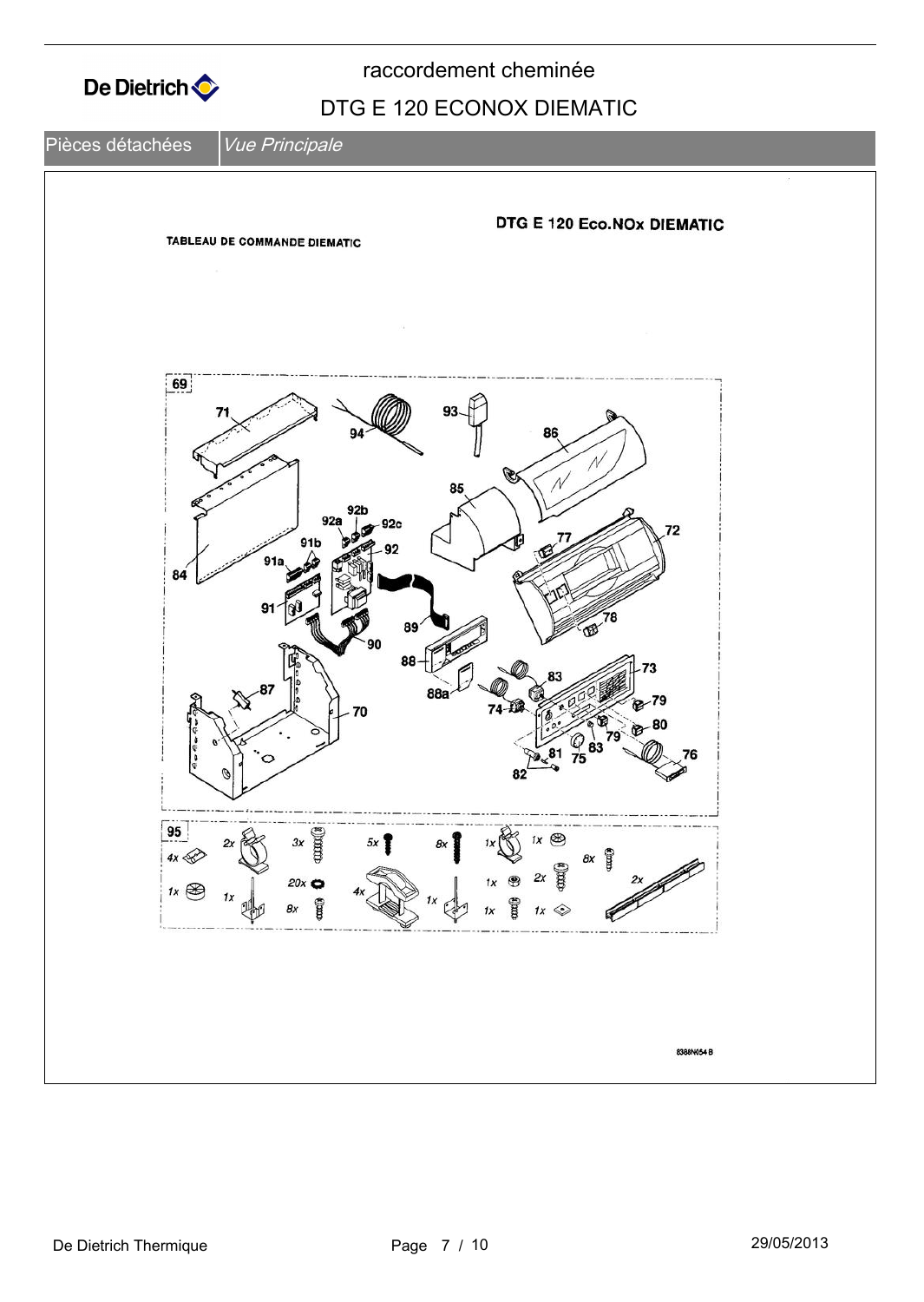raccordement cheminée

DTG E 120 ECONOX DIEMATIC

Pièces détachées | *Vue Principale*

TABLEAU DE COMMANDE DIEMATIC

DTG E 120 Eco.NOx DIEMATIC

69

71, 94, 93, 86, 85, 92b, 92a, 92c, 91b, 92, 72, 77, 91a, 84, 91, 89, 78, 90, 88, 83, 73, 87, 88a, 79, 74, 70, 80, 79, 81, 83, 76, 75, 82

95

4x, 2x, 3x, 5x, 8x, 1x, 1x, 8x, 1x, 20x, 4x, 1x, 1x, 2x, 2x, 1x, 8x, 1x, 1x, 1x

8388N054 B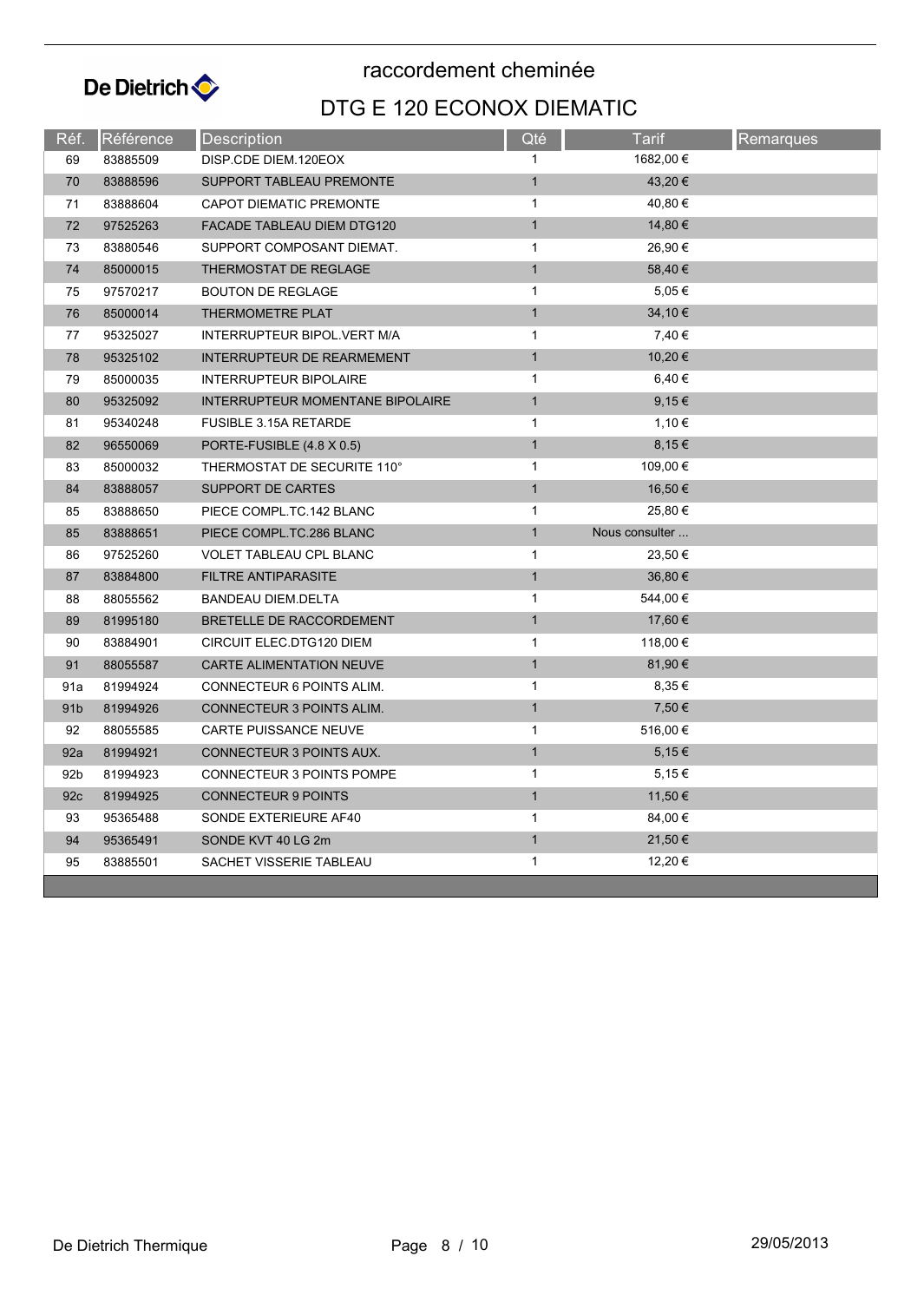De Dietrich

# raccordement cheminée

## DTG E 120 ECONOX DIEMATIC

| Réf. | Référence | Description | Qté | Tarif | Remarques |
|---|---|---|---|---|---|
| 69 | 83885509 | DISP.CDE DIEM.120EOX | 1 | 1682,00 € | |
| 70 | 83888596 | SUPPORT TABLEAU PREMONTE | 1 | 43,20 € | |
| 71 | 83888604 | CAPOT DIEMATIC PREMONTE | 1 | 40,80 € | |
| 72 | 97525263 | FACADE TABLEAU DIEM DTG120 | 1 | 14,80 € | |
| 73 | 83880546 | SUPPORT COMPOSANT DIEMAT. | 1 | 26,90 € | |
| 74 | 85000015 | THERMOSTAT DE REGLAGE | 1 | 58,40 € | |
| 75 | 97570217 | BOUTON DE REGLAGE | 1 | 5,05 € | |
| 76 | 85000014 | THERMOMETRE PLAT | 1 | 34,10 € | |
| 77 | 95325027 | INTERRUPTEUR BIPOL.VERT M/A | 1 | 7,40 € | |
| 78 | 95325102 | INTERRUPTEUR DE REARMEMENT | 1 | 10,20 € | |
| 79 | 85000035 | INTERRUPTEUR BIPOLAIRE | 1 | 6,40 € | |
| 80 | 95325092 | INTERRUPTEUR MOMENTANE BIPOLAIRE | 1 | 9,15 € | |
| 81 | 95340248 | FUSIBLE 3.15A RETARDE | 1 | 1,10 € | |
| 82 | 96550069 | PORTE-FUSIBLE (4.8 X 0.5) | 1 | 8,15 € | |
| 83 | 85000032 | THERMOSTAT DE SECURITE 110° | 1 | 109,00 € | |
| 84 | 83888057 | SUPPORT DE CARTES | 1 | 16,50 € | |
| 85 | 83888650 | PIECE COMPL.TC.142 BLANC | 1 | 25,80 € | |
| 85 | 83888651 | PIECE COMPL.TC.286 BLANC | 1 | Nous consulter ... | |
| 86 | 97525260 | VOLET TABLEAU CPL BLANC | 1 | 23,50 € | |
| 87 | 83884800 | FILTRE ANTIPARASITE | 1 | 36,80 € | |
| 88 | 88055562 | BANDEAU DIEM.DELTA | 1 | 544,00 € | |
| 89 | 81995180 | BRETELLE DE RACCORDEMENT | 1 | 17,60 € | |
| 90 | 83884901 | CIRCUIT ELEC.DTG120 DIEM | 1 | 118,00 € | |
| 91 | 88055587 | CARTE ALIMENTATION NEUVE | 1 | 81,90 € | |
| 91a | 81994924 | CONNECTEUR 6 POINTS ALIM. | 1 | 8,35 € | |
| 91b | 81994926 | CONNECTEUR 3 POINTS ALIM. | 1 | 7,50 € | |
| 92 | 88055585 | CARTE PUISSANCE NEUVE | 1 | 516,00 € | |
| 92a | 81994921 | CONNECTEUR 3 POINTS AUX. | 1 | 5,15 € | |
| 92b | 81994923 | CONNECTEUR 3 POINTS POMPE | 1 | 5,15 € | |
| 92c | 81994925 | CONNECTEUR 9 POINTS | 1 | 11,50 € | |
| 93 | 95365488 | SONDE EXTERIEURE AF40 | 1 | 84,00 € | |
| 94 | 95365491 | SONDE KVT 40 LG 2m | 1 | 21,50 € | |
| 95 | 83885501 | SACHET VISSERIE TABLEAU | 1 | 12,20 € | |

De Dietrich Thermique — 29/05/2013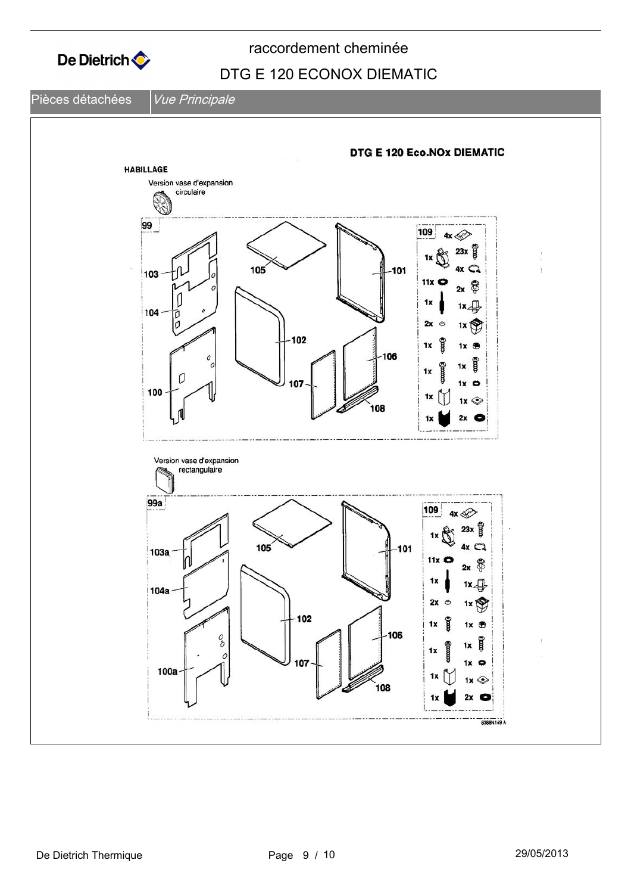raccordement cheminée

DTG E 120 ECONOX DIEMATIC

Pièces détachées | *Vue Principale*

**DTG E 120 Eco.NOx DIEMATIC**

**HABILLAGE**

Version vase d'expansion circulaire

99

103, 104, 100, 105, 102, 101, 107, 106, 108

109: 4x, 1x, 23x, 4x, 11x, 2x, 1x, 1x, 2x, 1x, 1x, 1x, 1x, 1x, 1x, 1x, 1x, 1x, 1x, 2x

Version vase d'expansion rectangulaire

99a

103a, 104a, 100a, 105, 102, 101, 107, 106, 108

109: 4x, 1x, 23x, 4x, 11x, 2x, 1x, 1x, 2x, 1x, 1x, 1x, 1x, 1x, 1x, 1x, 1x, 1x, 1x, 2x

8388N149 A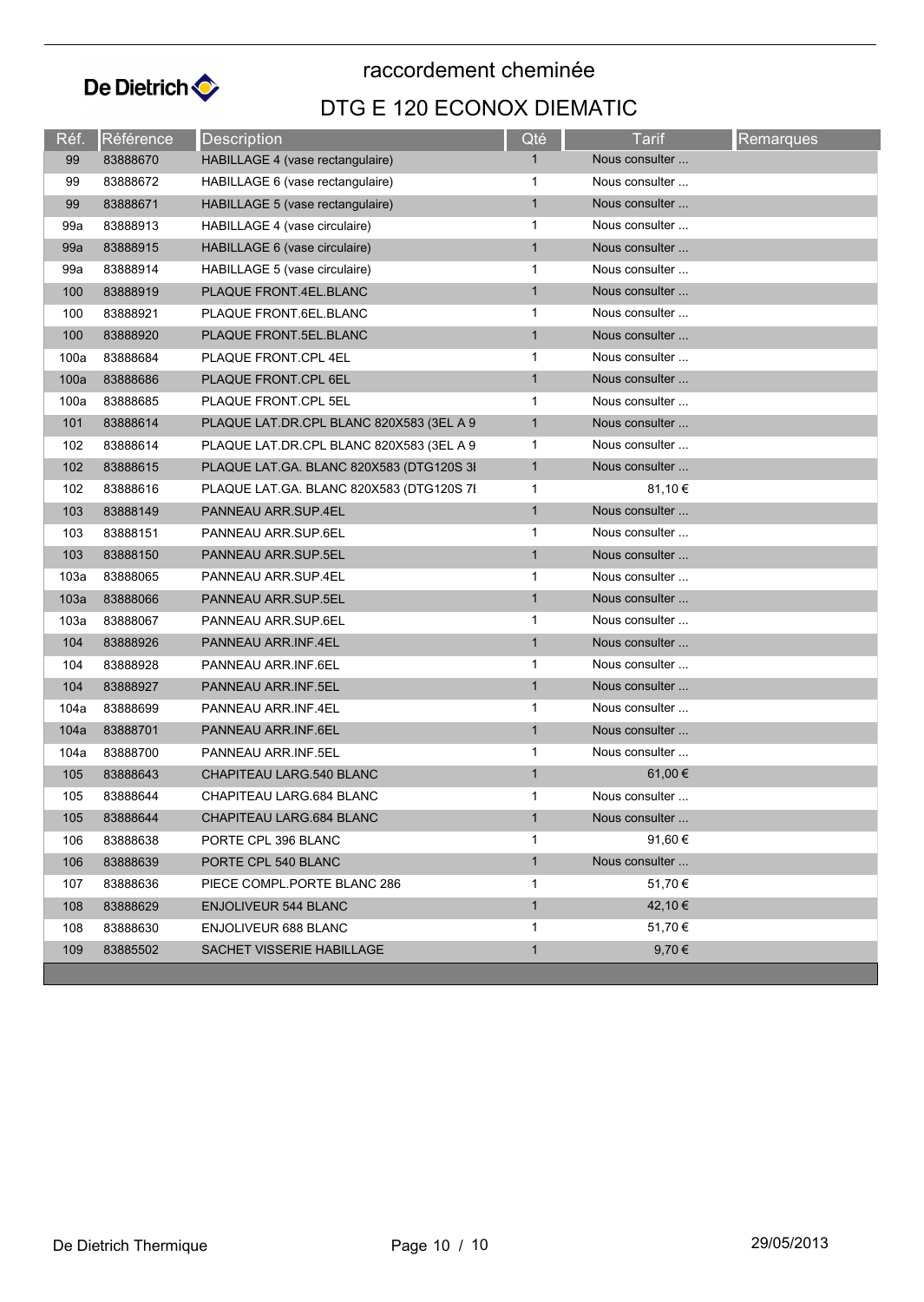# raccordement cheminée

## DTG E 120 ECONOX DIEMATIC

| Réf. | Référence | Description | Qté | Tarif | Remarques |
|---|---|---|---|---|---|
| 99 | 83888670 | HABILLAGE 4 (vase rectangulaire) | 1 | Nous consulter ... | |
| 99 | 83888672 | HABILLAGE 6 (vase rectangulaire) | 1 | Nous consulter ... | |
| 99 | 83888671 | HABILLAGE 5 (vase rectangulaire) | 1 | Nous consulter ... | |
| 99a | 83888913 | HABILLAGE 4 (vase circulaire) | 1 | Nous consulter ... | |
| 99a | 83888915 | HABILLAGE 6 (vase circulaire) | 1 | Nous consulter ... | |
| 99a | 83888914 | HABILLAGE 5 (vase circulaire) | 1 | Nous consulter ... | |
| 100 | 83888919 | PLAQUE FRONT.4EL.BLANC | 1 | Nous consulter ... | |
| 100 | 83888921 | PLAQUE FRONT.6EL.BLANC | 1 | Nous consulter ... | |
| 100 | 83888920 | PLAQUE FRONT.5EL.BLANC | 1 | Nous consulter ... | |
| 100a | 83888684 | PLAQUE FRONT.CPL 4EL | 1 | Nous consulter ... | |
| 100a | 83888686 | PLAQUE FRONT.CPL 6EL | 1 | Nous consulter ... | |
| 100a | 83888685 | PLAQUE FRONT.CPL 5EL | 1 | Nous consulter ... | |
| 101 | 83888614 | PLAQUE LAT.DR.CPL BLANC 820X583 (3EL A 9 | 1 | Nous consulter ... | |
| 102 | 83888614 | PLAQUE LAT.DR.CPL BLANC 820X583 (3EL A 9 | 1 | Nous consulter ... | |
| 102 | 83888615 | PLAQUE LAT.GA. BLANC 820X583 (DTG120S 3I | 1 | Nous consulter ... | |
| 102 | 83888616 | PLAQUE LAT.GA. BLANC 820X583 (DTG120S 7I | 1 | 81,10 € | |
| 103 | 83888149 | PANNEAU ARR.SUP.4EL | 1 | Nous consulter ... | |
| 103 | 83888151 | PANNEAU ARR.SUP.6EL | 1 | Nous consulter ... | |
| 103 | 83888150 | PANNEAU ARR.SUP.5EL | 1 | Nous consulter ... | |
| 103a | 83888065 | PANNEAU ARR.SUP.4EL | 1 | Nous consulter ... | |
| 103a | 83888066 | PANNEAU ARR.SUP.5EL | 1 | Nous consulter ... | |
| 103a | 83888067 | PANNEAU ARR.SUP.6EL | 1 | Nous consulter ... | |
| 104 | 83888926 | PANNEAU ARR.INF.4EL | 1 | Nous consulter ... | |
| 104 | 83888928 | PANNEAU ARR.INF.6EL | 1 | Nous consulter ... | |
| 104 | 83888927 | PANNEAU ARR.INF.5EL | 1 | Nous consulter ... | |
| 104a | 83888699 | PANNEAU ARR.INF.4EL | 1 | Nous consulter ... | |
| 104a | 83888701 | PANNEAU ARR.INF.6EL | 1 | Nous consulter ... | |
| 104a | 83888700 | PANNEAU ARR.INF.5EL | 1 | Nous consulter ... | |
| 105 | 83888643 | CHAPITEAU LARG.540 BLANC | 1 | 61,00 € | |
| 105 | 83888644 | CHAPITEAU LARG.684 BLANC | 1 | Nous consulter ... | |
| 105 | 83888644 | CHAPITEAU LARG.684 BLANC | 1 | Nous consulter ... | |
| 106 | 83888638 | PORTE CPL 396 BLANC | 1 | 91,60 € | |
| 106 | 83888639 | PORTE CPL 540 BLANC | 1 | Nous consulter ... | |
| 107 | 83888636 | PIECE COMPL.PORTE BLANC 286 | 1 | 51,70 € | |
| 108 | 83888629 | ENJOLIVEUR 544 BLANC | 1 | 42,10 € | |
| 108 | 83888630 | ENJOLIVEUR 688 BLANC | 1 | 51,70 € | |
| 109 | 83885502 | SACHET VISSERIE HABILLAGE | 1 | 9,70 € | |